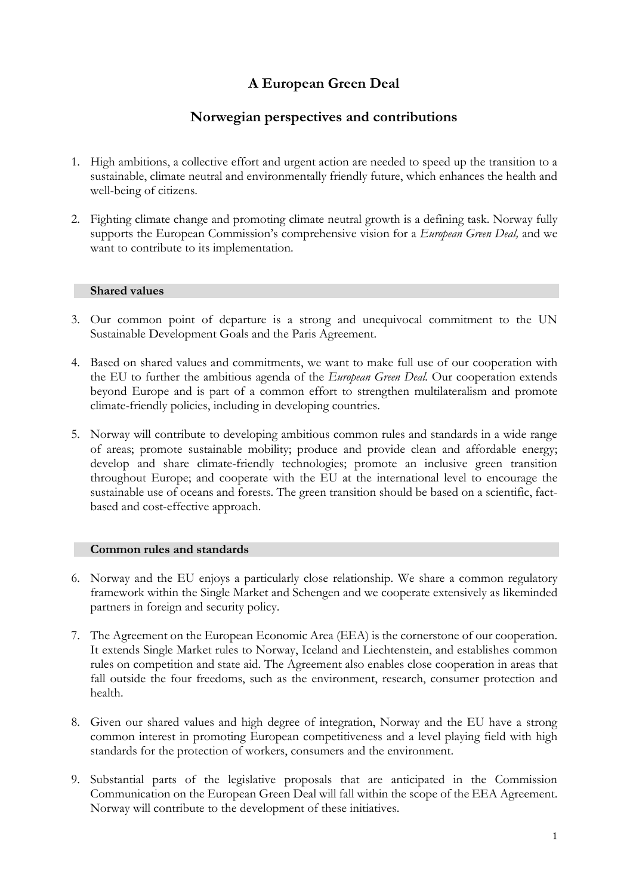# A European Green Deal

## Norwegian perspectives and contributions

1. High ambitions, a collective effort and urgent action are needed to speed up the transition to a sustainable, climate neutral and environmentally friendly future, which enhances the health and well-being of citizens.

2. Fighting climate change and promoting climate neutral growth is a defining task. Norway fully supports the European Commission's comprehensive vision for a *European Green Deal,* and we want to contribute to its implementation.

### Shared values

3. Our common point of departure is a strong and unequivocal commitment to the UN Sustainable Development Goals and the Paris Agreement.

4. Based on shared values and commitments, we want to make full use of our cooperation with the EU to further the ambitious agenda of the *European Green Deal.* Our cooperation extends beyond Europe and is part of a common effort to strengthen multilateralism and promote climate-friendly policies, including in developing countries.

5. Norway will contribute to developing ambitious common rules and standards in a wide range of areas; promote sustainable mobility; produce and provide clean and affordable energy; develop and share climate-friendly technologies; promote an inclusive green transition throughout Europe; and cooperate with the EU at the international level to encourage the sustainable use of oceans and forests. The green transition should be based on a scientific, fact-based and cost-effective approach.

### Common rules and standards

6. Norway and the EU enjoys a particularly close relationship. We share a common regulatory framework within the Single Market and Schengen and we cooperate extensively as likeminded partners in foreign and security policy.

7. The Agreement on the European Economic Area (EEA) is the cornerstone of our cooperation. It extends Single Market rules to Norway, Iceland and Liechtenstein, and establishes common rules on competition and state aid. The Agreement also enables close cooperation in areas that fall outside the four freedoms, such as the environment, research, consumer protection and health.

8. Given our shared values and high degree of integration, Norway and the EU have a strong common interest in promoting European competitiveness and a level playing field with high standards for the protection of workers, consumers and the environment.

9. Substantial parts of the legislative proposals that are anticipated in the Commission Communication on the European Green Deal will fall within the scope of the EEA Agreement. Norway will contribute to the development of these initiatives.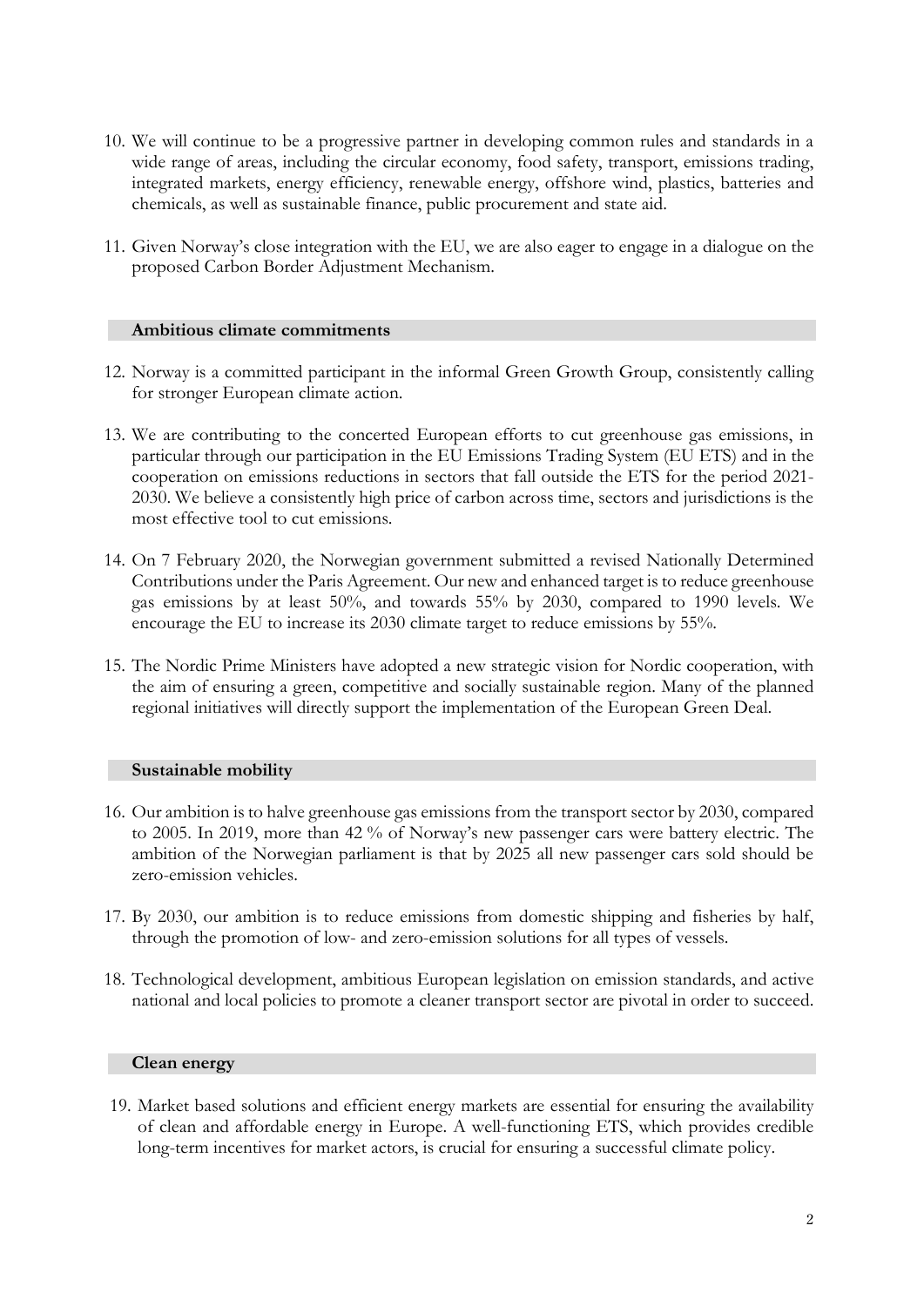10. We will continue to be a progressive partner in developing common rules and standards in a wide range of areas, including the circular economy, food safety, transport, emissions trading, integrated markets, energy efficiency, renewable energy, offshore wind, plastics, batteries and chemicals, as well as sustainable finance, public procurement and state aid.

11. Given Norway's close integration with the EU, we are also eager to engage in a dialogue on the proposed Carbon Border Adjustment Mechanism.

### Ambitious climate commitments

12. Norway is a committed participant in the informal Green Growth Group, consistently calling for stronger European climate action.

13. We are contributing to the concerted European efforts to cut greenhouse gas emissions, in particular through our participation in the EU Emissions Trading System (EU ETS) and in the cooperation on emissions reductions in sectors that fall outside the ETS for the period 2021-2030. We believe a consistently high price of carbon across time, sectors and jurisdictions is the most effective tool to cut emissions.

14. On 7 February 2020, the Norwegian government submitted a revised Nationally Determined Contributions under the Paris Agreement. Our new and enhanced target is to reduce greenhouse gas emissions by at least 50%, and towards 55% by 2030, compared to 1990 levels. We encourage the EU to increase its 2030 climate target to reduce emissions by 55%.

15. The Nordic Prime Ministers have adopted a new strategic vision for Nordic cooperation, with the aim of ensuring a green, competitive and socially sustainable region. Many of the planned regional initiatives will directly support the implementation of the European Green Deal.

### Sustainable mobility

16. Our ambition is to halve greenhouse gas emissions from the transport sector by 2030, compared to 2005. In 2019, more than 42 % of Norway's new passenger cars were battery electric. The ambition of the Norwegian parliament is that by 2025 all new passenger cars sold should be zero-emission vehicles.

17. By 2030, our ambition is to reduce emissions from domestic shipping and fisheries by half, through the promotion of low- and zero-emission solutions for all types of vessels.

18. Technological development, ambitious European legislation on emission standards, and active national and local policies to promote a cleaner transport sector are pivotal in order to succeed.

### Clean energy

19. Market based solutions and efficient energy markets are essential for ensuring the availability of clean and affordable energy in Europe. A well-functioning ETS, which provides credible long-term incentives for market actors, is crucial for ensuring a successful climate policy.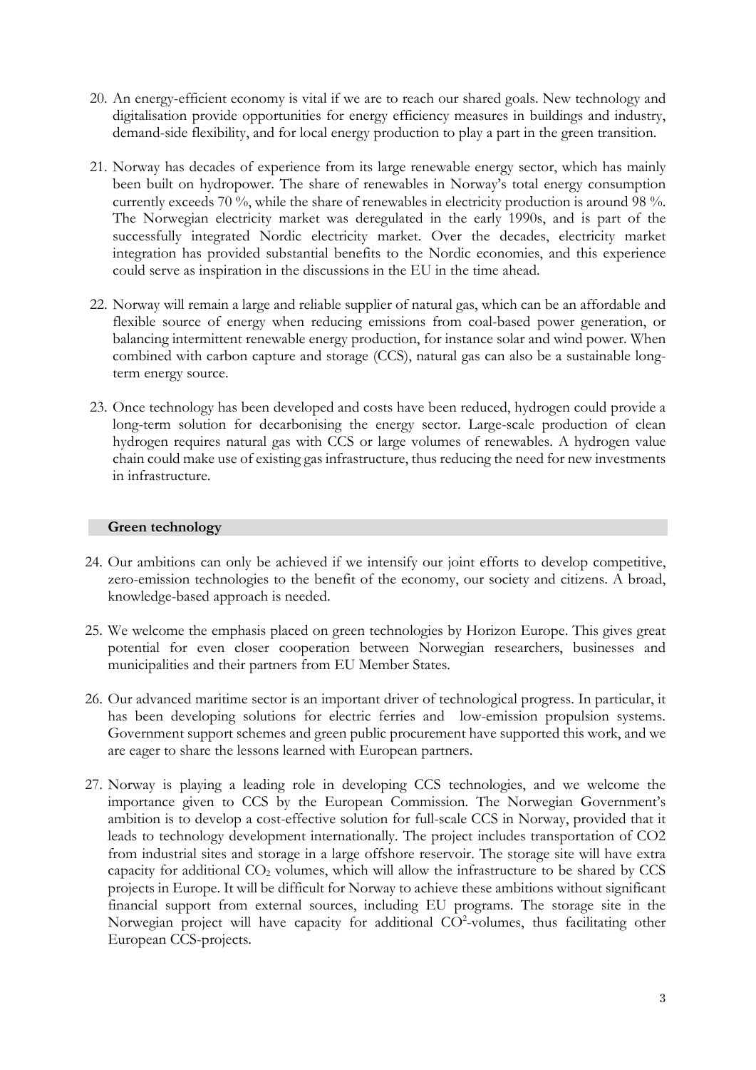20. An energy-efficient economy is vital if we are to reach our shared goals. New technology and digitalisation provide opportunities for energy efficiency measures in buildings and industry, demand-side flexibility, and for local energy production to play a part in the green transition.

21. Norway has decades of experience from its large renewable energy sector, which has mainly been built on hydropower. The share of renewables in Norway's total energy consumption currently exceeds 70 %, while the share of renewables in electricity production is around 98 %. The Norwegian electricity market was deregulated in the early 1990s, and is part of the successfully integrated Nordic electricity market. Over the decades, electricity market integration has provided substantial benefits to the Nordic economies, and this experience could serve as inspiration in the discussions in the EU in the time ahead.

22. Norway will remain a large and reliable supplier of natural gas, which can be an affordable and flexible source of energy when reducing emissions from coal-based power generation, or balancing intermittent renewable energy production, for instance solar and wind power. When combined with carbon capture and storage (CCS), natural gas can also be a sustainable long-term energy source.

23. Once technology has been developed and costs have been reduced, hydrogen could provide a long-term solution for decarbonising the energy sector. Large-scale production of clean hydrogen requires natural gas with CCS or large volumes of renewables. A hydrogen value chain could make use of existing gas infrastructure, thus reducing the need for new investments in infrastructure.

**Green technology**

24. Our ambitions can only be achieved if we intensify our joint efforts to develop competitive, zero-emission technologies to the benefit of the economy, our society and citizens. A broad, knowledge-based approach is needed.

25. We welcome the emphasis placed on green technologies by Horizon Europe. This gives great potential for even closer cooperation between Norwegian researchers, businesses and municipalities and their partners from EU Member States.

26. Our advanced maritime sector is an important driver of technological progress. In particular, it has been developing solutions for electric ferries and low-emission propulsion systems. Government support schemes and green public procurement have supported this work, and we are eager to share the lessons learned with European partners.

27. Norway is playing a leading role in developing CCS technologies, and we welcome the importance given to CCS by the European Commission. The Norwegian Government's ambition is to develop a cost-effective solution for full-scale CCS in Norway, provided that it leads to technology development internationally. The project includes transportation of CO2 from industrial sites and storage in a large offshore reservoir. The storage site will have extra capacity for additional $CO_2$ volumes, which will allow the infrastructure to be shared by CCS projects in Europe. It will be difficult for Norway to achieve these ambitions without significant financial support from external sources, including EU programs. The storage site in the Norwegian project will have capacity for additional $CO^2$-volumes, thus facilitating other European CCS-projects.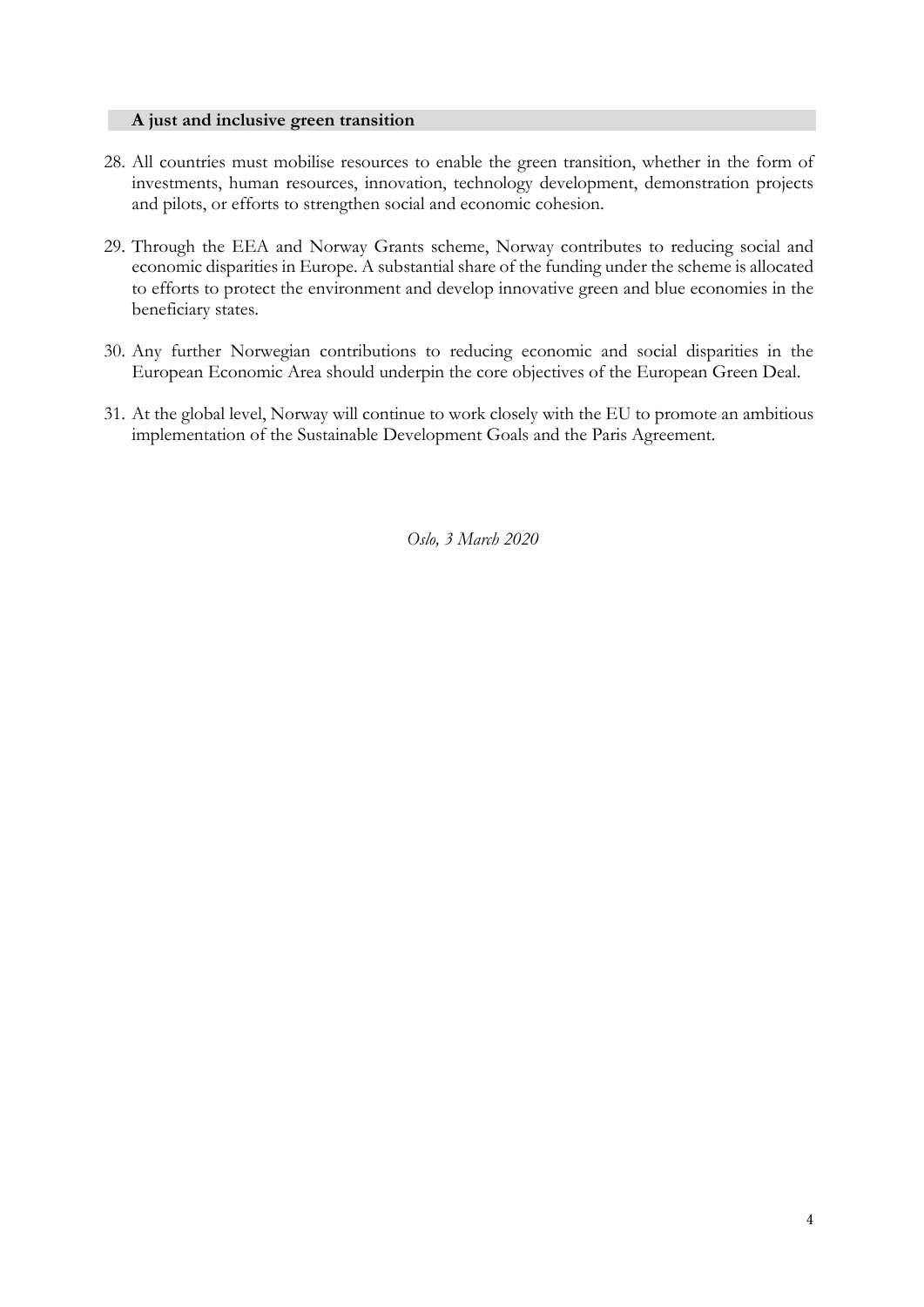### A just and inclusive green transition

28. All countries must mobilise resources to enable the green transition, whether in the form of investments, human resources, innovation, technology development, demonstration projects and pilots, or efforts to strengthen social and economic cohesion.

29. Through the EEA and Norway Grants scheme, Norway contributes to reducing social and economic disparities in Europe. A substantial share of the funding under the scheme is allocated to efforts to protect the environment and develop innovative green and blue economies in the beneficiary states.

30. Any further Norwegian contributions to reducing economic and social disparities in the European Economic Area should underpin the core objectives of the European Green Deal.

31. At the global level, Norway will continue to work closely with the EU to promote an ambitious implementation of the Sustainable Development Goals and the Paris Agreement.

*Oslo, 3 March 2020*